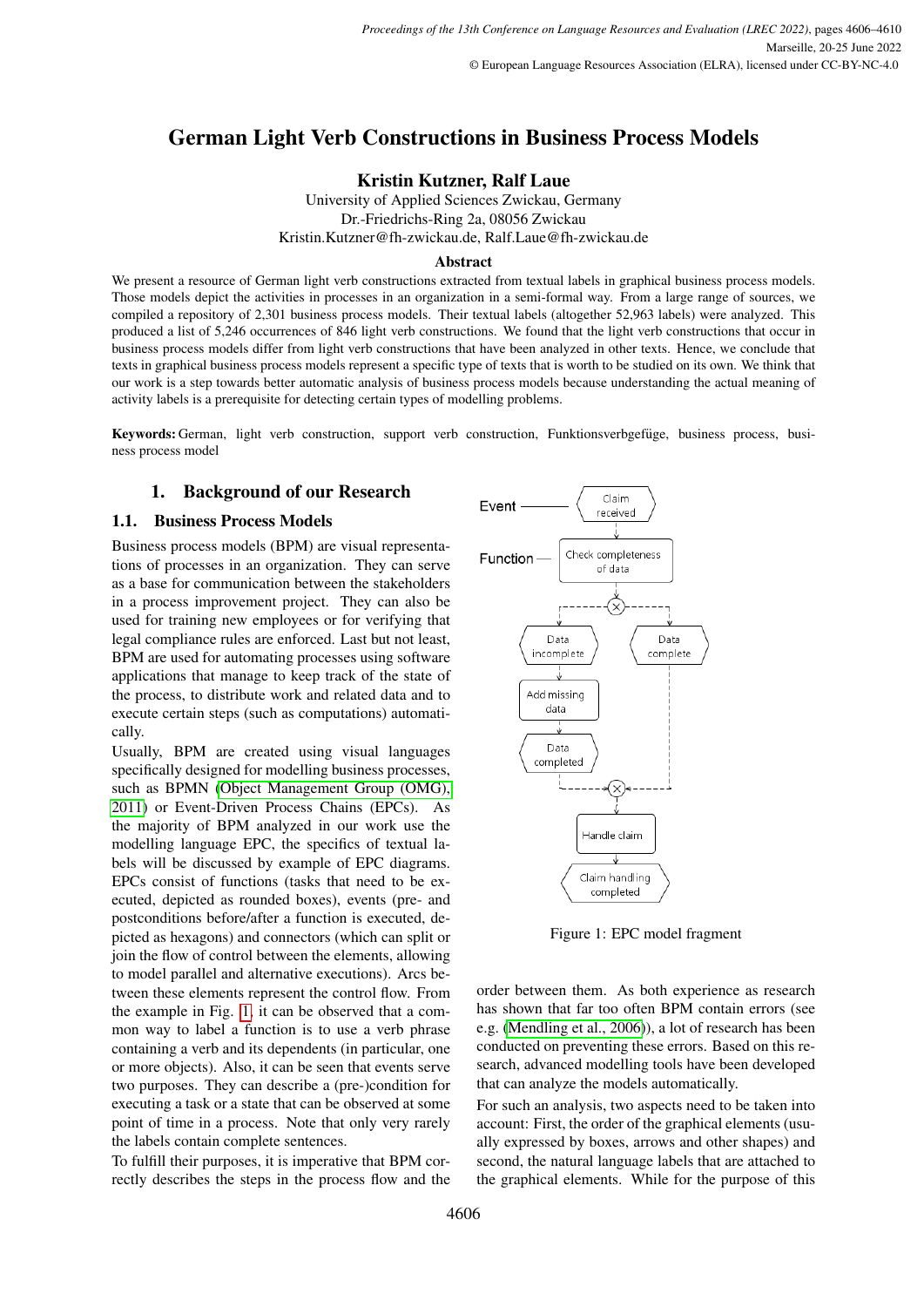# German Light Verb Constructions in Business Process Models

**Kristin Kutzner, Ralf Laue**

University of Applied Sciences Zwickau, Germany
Dr.-Friedrichs-Ring 2a, 08056 Zwickau
Kristin.Kutzner@fh-zwickau.de, Ralf.Laue@fh-zwickau.de

### Abstract

We present a resource of German light verb constructions extracted from textual labels in graphical business process models. Those models depict the activities in processes in an organization in a semi-formal way. From a large range of sources, we compiled a repository of 2,301 business process models. Their textual labels (altogether 52,963 labels) were analyzed. This produced a list of 5,246 occurrences of 846 light verb constructions. We found that the light verb constructions that occur in business process models differ from light verb constructions that have been analyzed in other texts. Hence, we conclude that texts in graphical business process models represent a specific type of texts that is worth to be studied on its own. We think that our work is a step towards better automatic analysis of business process models because understanding the actual meaning of activity labels is a prerequisite for detecting certain types of modelling problems.

**Keywords:** German, light verb construction, support verb construction, Funktionsverbgefüge, business process, business process model

## 1. Background of our Research

### 1.1. Business Process Models

Business process models (BPM) are visual representations of processes in an organization. They can serve as a base for communication between the stakeholders in a process improvement project. They can also be used for training new employees or for verifying that legal compliance rules are enforced. Last but not least, BPM are used for automating processes using software applications that manage to keep track of the state of the process, to distribute work and related data and to execute certain steps (such as computations) automatically.

Usually, BPM are created using visual languages specifically designed for modelling business processes, such as BPMN (Object Management Group (OMG), 2011) or Event-Driven Process Chains (EPCs). As the majority of BPM analyzed in our work use the modelling language EPC, the specifics of textual labels will be discussed by example of EPC diagrams. EPCs consist of functions (tasks that need to be executed, depicted as rounded boxes), events (pre- and postconditions before/after a function is executed, depicted as hexagons) and connectors (which can split or join the flow of control between the elements, allowing to model parallel and alternative executions). Arcs between these elements represent the control flow. From the example in Fig. 1, it can be observed that a common way to label a function is to use a verb phrase containing a verb and its dependents (in particular, one or more objects). Also, it can be seen that events serve two purposes. They can describe a (pre-)condition for executing a task or a state that can be observed at some point of time in a process. Note that only very rarely the labels contain complete sentences.

To fulfill their purposes, it is imperative that BPM correctly describes the steps in the process flow and the order between them. As both experience as research has shown that far too often BPM contain errors (see e.g. (Mendling et al., 2006)), a lot of research has been conducted on preventing these errors. Based on this research, advanced modelling tools have been developed that can analyze the models automatically.

Figure 1: EPC model fragment

For such an analysis, two aspects need to be taken into account: First, the order of the graphical elements (usually expressed by boxes, arrows and other shapes) and second, the natural language labels that are attached to the graphical elements. While for the purpose of this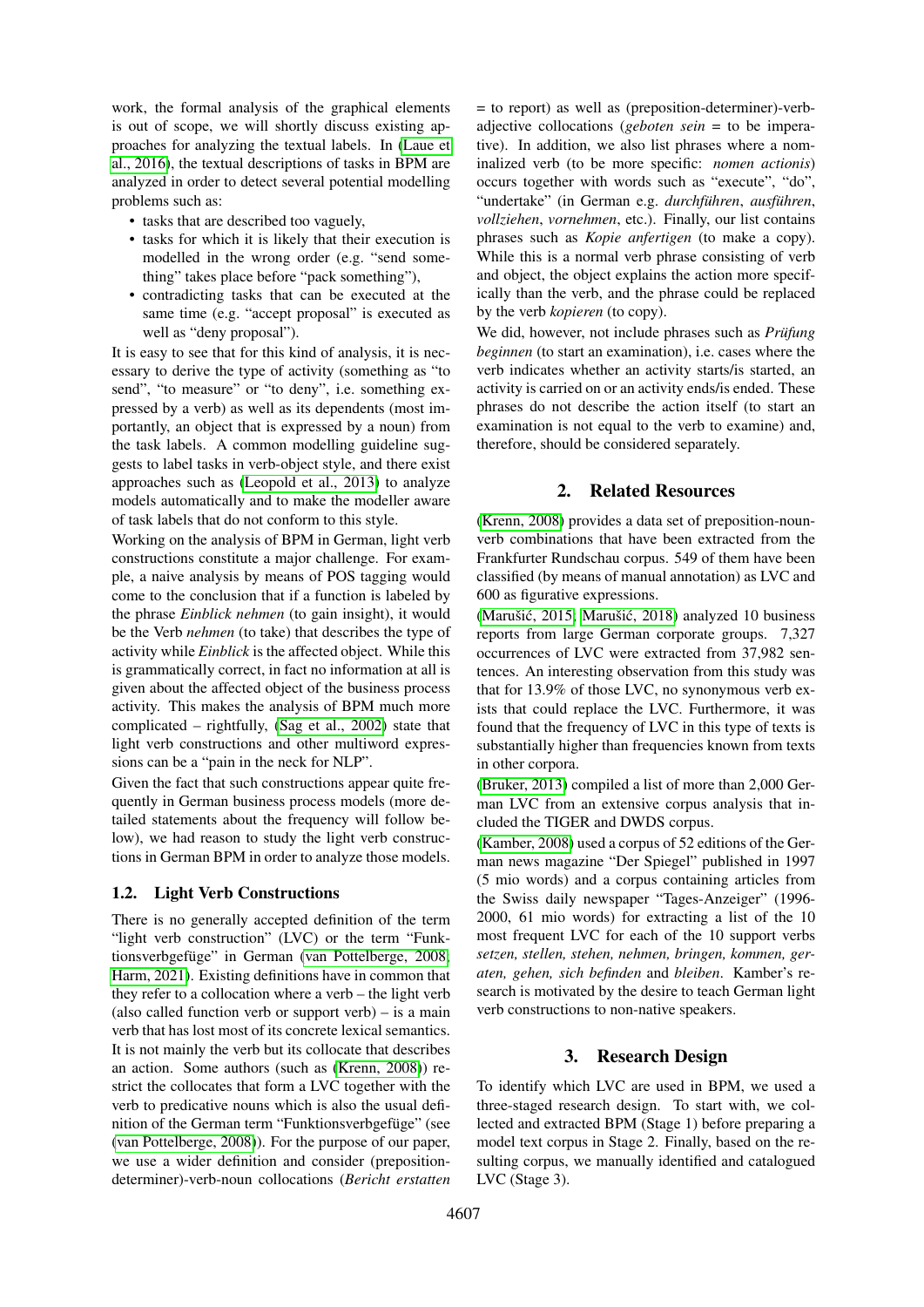work, the formal analysis of the graphical elements is out of scope, we will shortly discuss existing approaches for analyzing the textual labels. In (Laue et al., 2016), the textual descriptions of tasks in BPM are analyzed in order to detect several potential modelling problems such as:

- tasks that are described too vaguely,
- tasks for which it is likely that their execution is modelled in the wrong order (e.g. "send something" takes place before "pack something"),
- contradicting tasks that can be executed at the same time (e.g. "accept proposal" is executed as well as "deny proposal").

It is easy to see that for this kind of analysis, it is necessary to derive the type of activity (something as "to send", "to measure" or "to deny", i.e. something expressed by a verb) as well as its dependents (most importantly, an object that is expressed by a noun) from the task labels. A common modelling guideline suggests to label tasks in verb-object style, and there exist approaches such as (Leopold et al., 2013) to analyze models automatically and to make the modeller aware of task labels that do not conform to this style.

Working on the analysis of BPM in German, light verb constructions constitute a major challenge. For example, a naive analysis by means of POS tagging would come to the conclusion that if a function is labeled by the phrase *Einblick nehmen* (to gain insight), it would be the Verb *nehmen* (to take) that describes the type of activity while *Einblick* is the affected object. While this is grammatically correct, in fact no information at all is given about the affected object of the business process activity. This makes the analysis of BPM much more complicated – rightfully, (Sag et al., 2002) state that light verb constructions and other multiword expressions can be a "pain in the neck for NLP".

Given the fact that such constructions appear quite frequently in German business process models (more detailed statements about the frequency will follow below), we had reason to study the light verb constructions in German BPM in order to analyze those models.

### 1.2. Light Verb Constructions

There is no generally accepted definition of the term "light verb construction" (LVC) or the term "Funktionsverbgefüge" in German (van Pottelberge, 2008; Harm, 2021). Existing definitions have in common that they refer to a collocation where a verb – the light verb (also called function verb or support verb) – is a main verb that has lost most of its concrete lexical semantics. It is not mainly the verb but its collocate that describes an action. Some authors (such as (Krenn, 2008)) restrict the collocates that form a LVC together with the verb to predicative nouns which is also the usual definition of the German term "Funktionsverbgefüge" (see (van Pottelberge, 2008)). For the purpose of our paper, we use a wider definition and consider (preposition-determiner)-verb-noun collocations (*Bericht erstatten* = to report) as well as (preposition-determiner)-verb-adjective collocations (*geboten sein* = to be imperative). In addition, we also list phrases where a nominalized verb (to be more specific: *nomen actionis*) occurs together with words such as "execute", "do", "undertake" (in German e.g. *durchführen*, *ausführen*, *vollziehen*, *vornehmen*, etc.). Finally, our list contains phrases such as *Kopie anfertigen* (to make a copy). While this is a normal verb phrase consisting of verb and object, the object explains the action more specifically than the verb, and the phrase could be replaced by the verb *kopieren* (to copy).

We did, however, not include phrases such as *Prüfung beginnen* (to start an examination), i.e. cases where the verb indicates whether an activity starts/is started, an activity is carried on or an activity ends/is ended. These phrases do not describe the action itself (to start an examination is not equal to the verb to examine) and, therefore, should be considered separately.

## 2. Related Resources

(Krenn, 2008) provides a data set of preposition-noun-verb combinations that have been extracted from the Frankfurter Rundschau corpus. 549 of them have been classified (by means of manual annotation) as LVC and 600 as figurative expressions.

(Marušić, 2015; Marušić, 2018) analyzed 10 business reports from large German corporate groups. 7,327 occurrences of LVC were extracted from 37,982 sentences. An interesting observation from this study was that for 13.9% of those LVC, no synonymous verb exists that could replace the LVC. Furthermore, it was found that the frequency of LVC in this type of texts is substantially higher than frequencies known from texts in other corpora.

(Bruker, 2013) compiled a list of more than 2,000 German LVC from an extensive corpus analysis that included the TIGER and DWDS corpus.

(Kamber, 2008) used a corpus of 52 editions of the German news magazine "Der Spiegel" published in 1997 (5 mio words) and a corpus containing articles from the Swiss daily newspaper "Tages-Anzeiger" (1996-2000, 61 mio words) for extracting a list of the 10 most frequent LVC for each of the 10 support verbs *setzen, stellen, stehen, nehmen, bringen, kommen, geraten, gehen, sich befinden* and *bleiben*. Kamber's research is motivated by the desire to teach German light verb constructions to non-native speakers.

## 3. Research Design

To identify which LVC are used in BPM, we used a three-staged research design. To start with, we collected and extracted BPM (Stage 1) before preparing a model text corpus in Stage 2. Finally, based on the resulting corpus, we manually identified and catalogued LVC (Stage 3).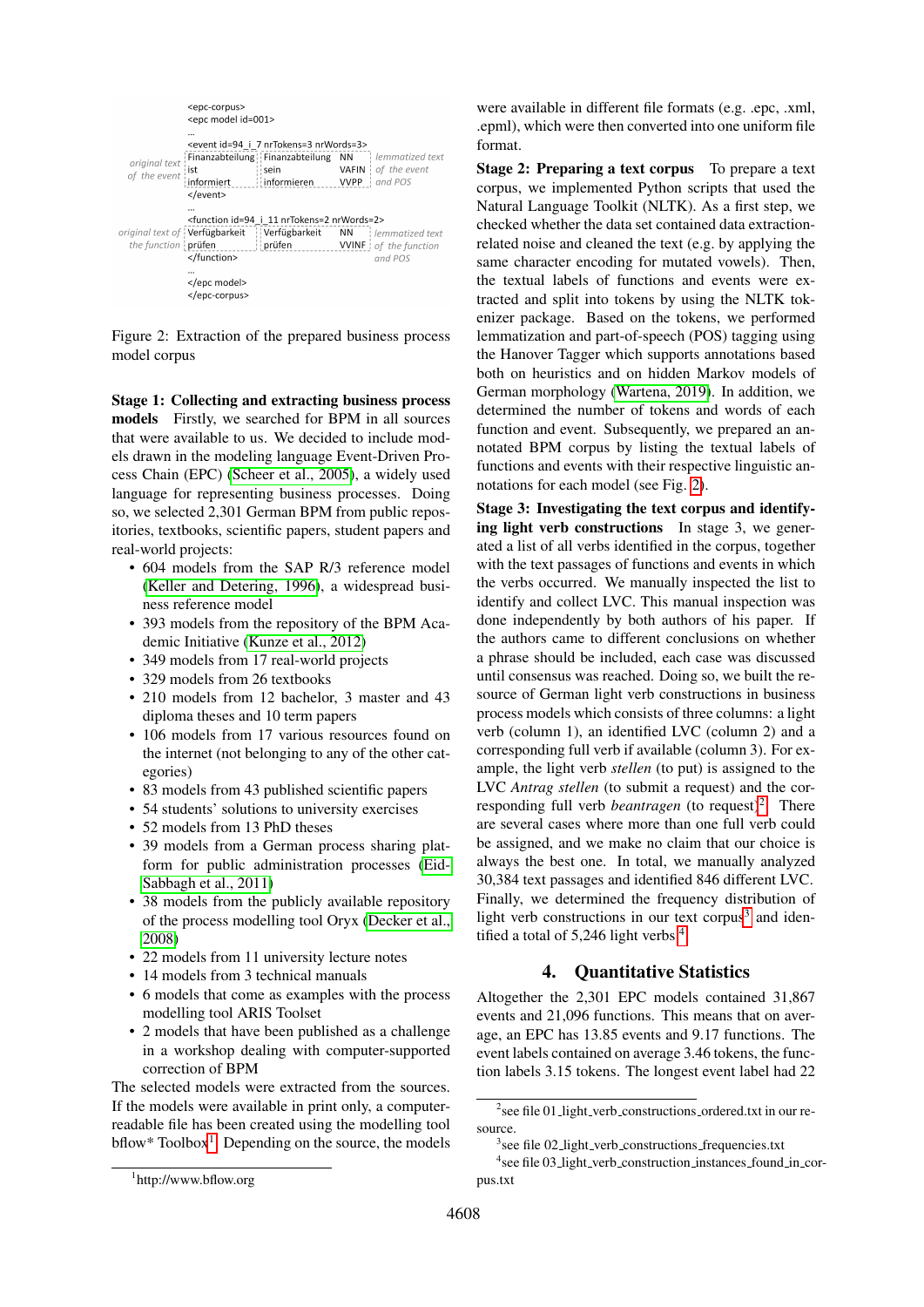```
<epc-corpus>
<epc model id=001>
...
<event id=94_i_7 nrTokens=3 nrWords=3>
original text   | Finanzabteilung | Finanzabteilung  NN     | lemmatized text
of the event    | ist             | sein             VAFIN  | of the event
                | informiert      | informieren      VVPP   | and POS
</event>
...
<function id=94_i_11 nrTokens=2 nrWords=2>
original text of | Verfügbarkeit  | Verfügbarkeit    NN     | lemmatized text
the function     | prüfen         | prüfen           VVINF  | of the function
</function>                                                   and POS
...
</epc model>
</epc-corpus>
```

Figure 2: Extraction of the prepared business process model corpus

**Stage 1: Collecting and extracting business process models** Firstly, we searched for BPM in all sources that were available to us. We decided to include models drawn in the modeling language Event-Driven Process Chain (EPC) (Scheer et al., 2005), a widely used language for representing business processes. Doing so, we selected 2,301 German BPM from public repositories, textbooks, scientific papers, student papers and real-world projects:

- 604 models from the SAP R/3 reference model (Keller and Detering, 1996), a widespread business reference model
- 393 models from the repository of the BPM Academic Initiative (Kunze et al., 2012)
- 349 models from 17 real-world projects
- 329 models from 26 textbooks
- 210 models from 12 bachelor, 3 master and 43 diploma theses and 10 term papers
- 106 models from 17 various resources found on the internet (not belonging to any of the other categories)
- 83 models from 43 published scientific papers
- 54 students' solutions to university exercises
- 52 models from 13 PhD theses
- 39 models from a German process sharing platform for public administration processes (Eid-Sabbagh et al., 2011)
- 38 models from the publicly available repository of the process modelling tool Oryx (Decker et al., 2008)
- 22 models from 11 university lecture notes
- 14 models from 3 technical manuals
- 6 models that come as examples with the process modelling tool ARIS Toolset
- 2 models that have been published as a challenge in a workshop dealing with computer-supported correction of BPM

The selected models were extracted from the sources. If the models were available in print only, a computer-readable file has been created using the modelling tool bflow* Toolbox[1]. Depending on the source, the models were available in different file formats (e.g. .epc, .xml, .epml), which were then converted into one uniform file format.

**Stage 2: Preparing a text corpus** To prepare a text corpus, we implemented Python scripts that used the Natural Language Toolkit (NLTK). As a first step, we checked whether the data set contained data extraction-related noise and cleaned the text (e.g. by applying the same character encoding for mutated vowels). Then, the textual labels of functions and events were extracted and split into tokens by using the NLTK tokenizer package. Based on the tokens, we performed lemmatization and part-of-speech (POS) tagging using the Hanover Tagger which supports annotations based both on heuristics and on hidden Markov models of German morphology (Wartena, 2019). In addition, we determined the number of tokens and words of each function and event. Subsequently, we prepared an annotated BPM corpus by listing the textual labels of functions and events with their respective linguistic annotations for each model (see Fig. 2).

**Stage 3: Investigating the text corpus and identifying light verb constructions** In stage 3, we generated a list of all verbs identified in the corpus, together with the text passages of functions and events in which the verbs occurred. We manually inspected the list to identify and collect LVC. This manual inspection was done independently by both authors of his paper. If the authors came to different conclusions on whether a phrase should be included, each case was discussed until consensus was reached. Doing so, we built the resource of German light verb constructions in business process models which consists of three columns: a light verb (column 1), an identified LVC (column 2) and a corresponding full verb if available (column 3). For example, the light verb *stellen* (to put) is assigned to the LVC *Antrag stellen* (to submit a request) and the corresponding full verb *beantragen* (to request)[2]. There are several cases where more than one full verb could be assigned, and we make no claim that our choice is always the best one. In total, we manually analyzed 30,384 text passages and identified 846 different LVC. Finally, we determined the frequency distribution of light verb constructions in our text corpus[3] and identified a total of 5,246 light verbs.[4]

## 4. Quantitative Statistics

Altogether the 2,301 EPC models contained 31,867 events and 21,096 functions. This means that on average, an EPC has 13.85 events and 9.17 functions. The event labels contained on average 3.46 tokens, the function labels 3.15 tokens. The longest event label had 22

---

[1] http://www.bflow.org

[2] see file 01_light_verb_constructions_ordered.txt in our resource.

[3] see file 02_light_verb_constructions_frequencies.txt

[4] see file 03_light_verb_construction_instances_found_in_corpus.txt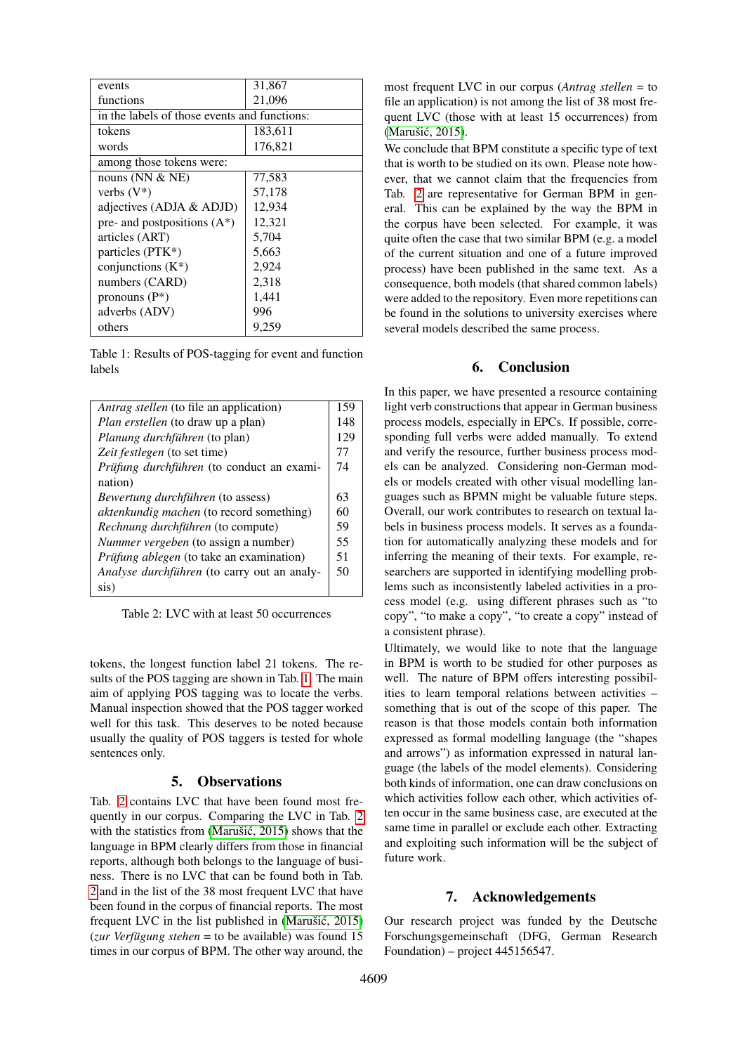| events | 31,867 |
|---|---|
| functions | 21,096 |
| in the labels of those events and functions: | |
| tokens | 183,611 |
| words | 176,821 |
| among those tokens were: | |
| nouns (NN & NE) | 77,583 |
| verbs (V*) | 57,178 |
| adjectives (ADJA & ADJD) | 12,934 |
| pre- and postpositions (A*) | 12,321 |
| articles (ART) | 5,704 |
| particles (PTK*) | 5,663 |
| conjunctions (K*) | 2,924 |
| numbers (CARD) | 2,318 |
| pronouns (P*) | 1,441 |
| adverbs (ADV) | 996 |
| others | 9,259 |

Table 1: Results of POS-tagging for event and function labels

| LVC | Occurrences |
|---|---|
| *Antrag stellen* (to file an application) | 159 |
| *Plan erstellen* (to draw up a plan) | 148 |
| *Planung durchführen* (to plan) | 129 |
| *Zeit festlegen* (to set time) | 77 |
| *Prüfung durchführen* (to conduct an examination) | 74 |
| *Bewertung durchführen* (to assess) | 63 |
| *aktenkundig machen* (to record something) | 60 |
| *Rechnung durchführen* (to compute) | 59 |
| *Nummer vergeben* (to assign a number) | 55 |
| *Prüfung ablegen* (to take an examination) | 51 |
| *Analyse durchführen* (to carry out an analysis) | 50 |

Table 2: LVC with at least 50 occurrences

tokens, the longest function label 21 tokens. The results of the POS tagging are shown in Tab. 1. The main aim of applying POS tagging was to locate the verbs. Manual inspection showed that the POS tagger worked well for this task. This deserves to be noted because usually the quality of POS taggers is tested for whole sentences only.

## 5. Observations

Tab. 2 contains LVC that have been found most frequently in our corpus. Comparing the LVC in Tab. 2 with the statistics from (Marušić, 2015) shows that the language in BPM clearly differs from those in financial reports, although both belongs to the language of business. There is no LVC that can be found both in Tab. 2 and in the list of the 38 most frequent LVC that have been found in the corpus of financial reports. The most frequent LVC in the list published in (Marušić, 2015) (*zur Verfügung stehen* = to be available) was found 15 times in our corpus of BPM. The other way around, the most frequent LVC in our corpus (*Antrag stellen* = to file an application) is not among the list of 38 most frequent LVC (those with at least 15 occurrences) from (Marušić, 2015).

We conclude that BPM constitute a specific type of text that is worth to be studied on its own. Please note however, that we cannot claim that the frequencies from Tab. 2 are representative for German BPM in general. This can be explained by the way the BPM in the corpus have been selected. For example, it was quite often the case that two similar BPM (e.g. a model of the current situation and one of a future improved process) have been published in the same text. As a consequence, both models (that shared common labels) were added to the repository. Even more repetitions can be found in the solutions to university exercises where several models described the same process.

## 6. Conclusion

In this paper, we have presented a resource containing light verb constructions that appear in German business process models, especially in EPCs. If possible, corresponding full verbs were added manually. To extend and verify the resource, further business process models can be analyzed. Considering non-German models or models created with other visual modelling languages such as BPMN might be valuable future steps. Overall, our work contributes to research on textual labels in business process models. It serves as a foundation for automatically analyzing these models and for inferring the meaning of their texts. For example, researchers are supported in identifying modelling problems such as inconsistently labeled activities in a process model (e.g. using different phrases such as "to copy", "to make a copy", "to create a copy" instead of a consistent phrase).

Ultimately, we would like to note that the language in BPM is worth to be studied for other purposes as well. The nature of BPM offers interesting possibilities to learn temporal relations between activities – something that is out of the scope of this paper. The reason is that those models contain both information expressed as formal modelling language (the "shapes and arrows") as information expressed in natural language (the labels of the model elements). Considering both kinds of information, one can draw conclusions on which activities follow each other, which activities often occur in the same business case, are executed at the same time in parallel or exclude each other. Extracting and exploiting such information will be the subject of future work.

## 7. Acknowledgements

Our research project was funded by the Deutsche Forschungsgemeinschaft (DFG, German Research Foundation) – project 445156547.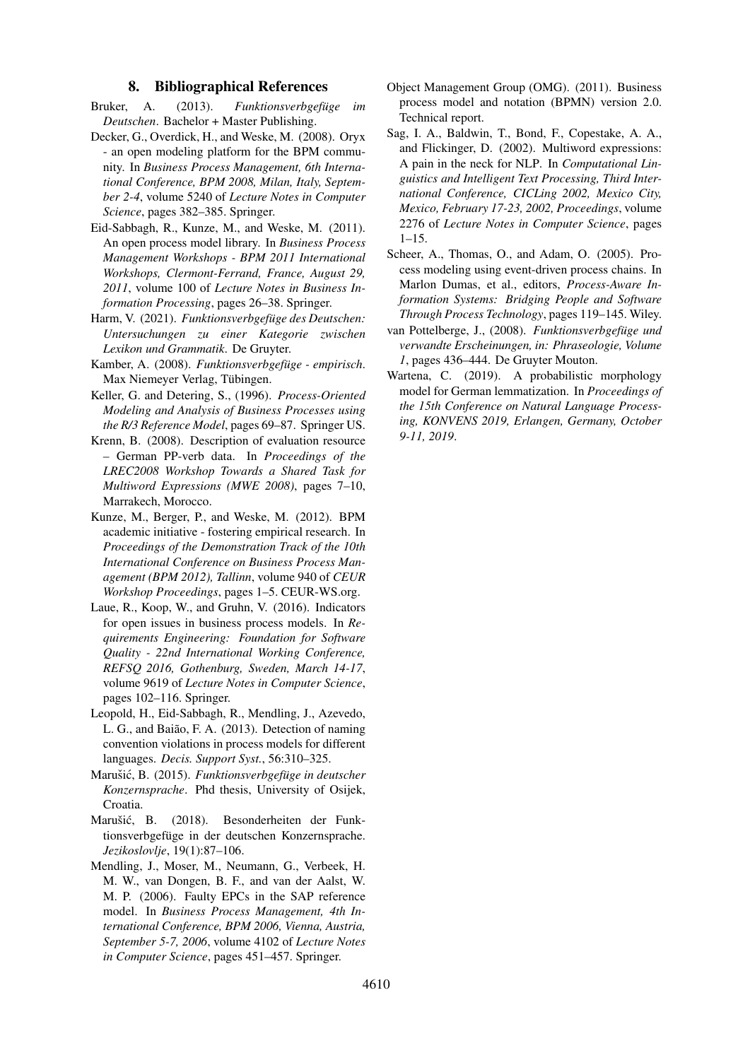## 8. Bibliographical References

Bruker, A. (2013). *Funktionsverbgefüge im Deutschen*. Bachelor + Master Publishing.

Decker, G., Overdick, H., and Weske, M. (2008). Oryx - an open modeling platform for the BPM community. In *Business Process Management, 6th International Conference, BPM 2008, Milan, Italy, September 2-4*, volume 5240 of *Lecture Notes in Computer Science*, pages 382–385. Springer.

Eid-Sabbagh, R., Kunze, M., and Weske, M. (2011). An open process model library. In *Business Process Management Workshops - BPM 2011 International Workshops, Clermont-Ferrand, France, August 29, 2011*, volume 100 of *Lecture Notes in Business Information Processing*, pages 26–38. Springer.

Harm, V. (2021). *Funktionsverbgefüge des Deutschen: Untersuchungen zu einer Kategorie zwischen Lexikon und Grammatik*. De Gruyter.

Kamber, A. (2008). *Funktionsverbgefüge - empirisch*. Max Niemeyer Verlag, Tübingen.

Keller, G. and Detering, S., (1996). *Process-Oriented Modeling and Analysis of Business Processes using the R/3 Reference Model*, pages 69–87. Springer US.

Krenn, B. (2008). Description of evaluation resource – German PP-verb data. In *Proceedings of the LREC2008 Workshop Towards a Shared Task for Multiword Expressions (MWE 2008)*, pages 7–10, Marrakech, Morocco.

Kunze, M., Berger, P., and Weske, M. (2012). BPM academic initiative - fostering empirical research. In *Proceedings of the Demonstration Track of the 10th International Conference on Business Process Management (BPM 2012), Tallinn*, volume 940 of *CEUR Workshop Proceedings*, pages 1–5. CEUR-WS.org.

Laue, R., Koop, W., and Gruhn, V. (2016). Indicators for open issues in business process models. In *Requirements Engineering: Foundation for Software Quality - 22nd International Working Conference, REFSQ 2016, Gothenburg, Sweden, March 14-17*, volume 9619 of *Lecture Notes in Computer Science*, pages 102–116. Springer.

Leopold, H., Eid-Sabbagh, R., Mendling, J., Azevedo, L. G., and Baião, F. A. (2013). Detection of naming convention violations in process models for different languages. *Decis. Support Syst.*, 56:310–325.

Marušić, B. (2015). *Funktionsverbgefüge in deutscher Konzernsprache*. Phd thesis, University of Osijek, Croatia.

Marušić, B. (2018). Besonderheiten der Funktionsverbgefüge in der deutschen Konzernsprache. *Jezikoslovlje*, 19(1):87–106.

Mendling, J., Moser, M., Neumann, G., Verbeek, H. M. W., van Dongen, B. F., and van der Aalst, W. M. P. (2006). Faulty EPCs in the SAP reference model. In *Business Process Management, 4th International Conference, BPM 2006, Vienna, Austria, September 5-7, 2006*, volume 4102 of *Lecture Notes in Computer Science*, pages 451–457. Springer.

Object Management Group (OMG). (2011). Business process model and notation (BPMN) version 2.0. Technical report.

Sag, I. A., Baldwin, T., Bond, F., Copestake, A. A., and Flickinger, D. (2002). Multiword expressions: A pain in the neck for NLP. In *Computational Linguistics and Intelligent Text Processing, Third International Conference, CICLing 2002, Mexico City, Mexico, February 17-23, 2002, Proceedings*, volume 2276 of *Lecture Notes in Computer Science*, pages 1–15.

Scheer, A., Thomas, O., and Adam, O. (2005). Process modeling using event-driven process chains. In Marlon Dumas, et al., editors, *Process-Aware Information Systems: Bridging People and Software Through Process Technology*, pages 119–145. Wiley.

van Pottelberge, J., (2008). *Funktionsverbgefüge und verwandte Erscheinungen, in: Phraseologie, Volume 1*, pages 436–444. De Gruyter Mouton.

Wartena, C. (2019). A probabilistic morphology model for German lemmatization. In *Proceedings of the 15th Conference on Natural Language Processing, KONVENS 2019, Erlangen, Germany, October 9-11, 2019*.